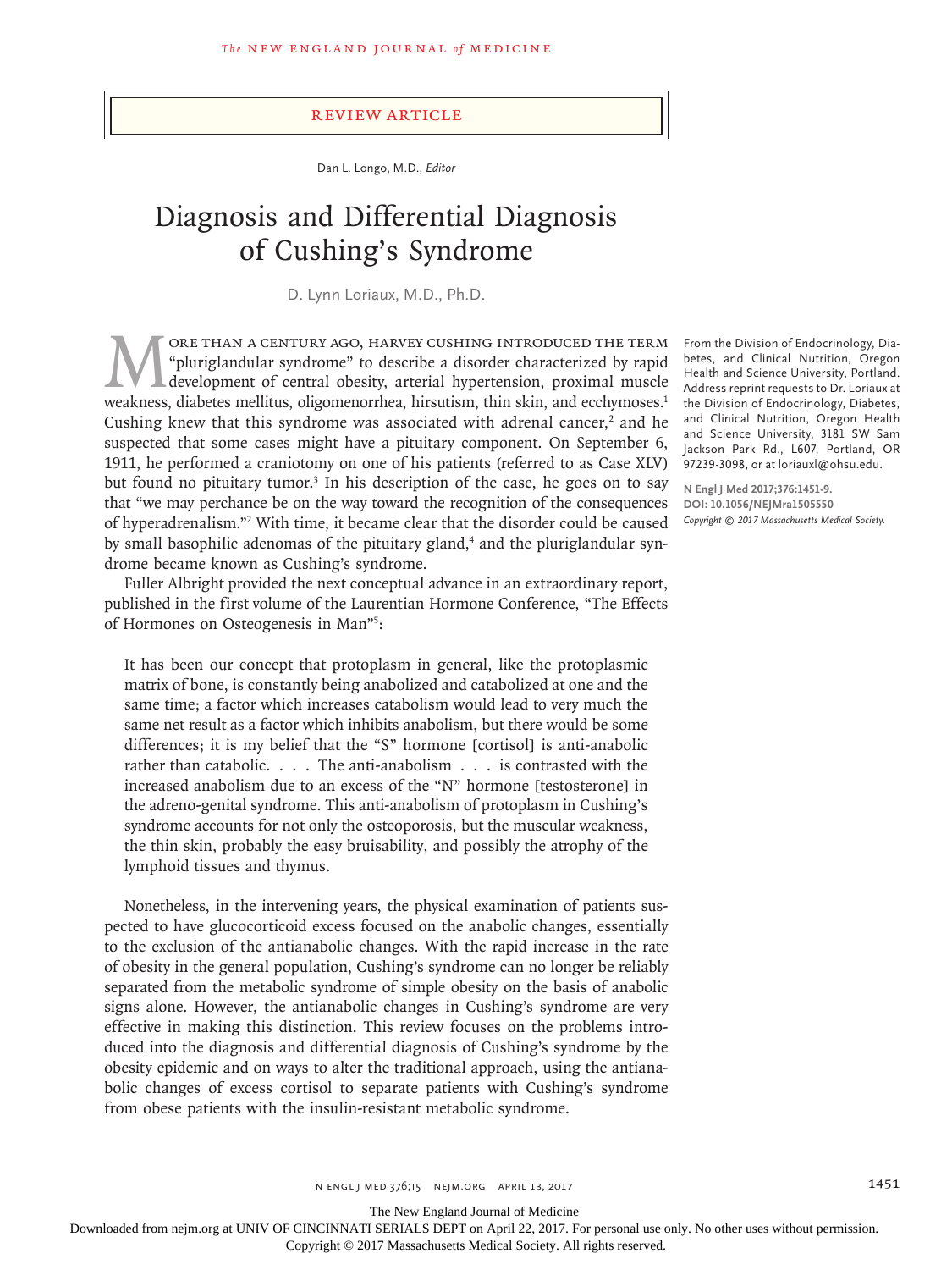REVIEW ARTICLE

Dan L. Longo, M.D., *Editor*

# Diagnosis and Differential Diagnosis of Cushing's Syndrome

D. Lynn Loriaux, M.D., Ph.D.

From the Division of Endocrinology, Diabetes, and Clinical Nutrition, Oregon Health and Science University, Portland. Address reprint requests to Dr. Loriaux at the Division of Endocrinology, Diabetes, and Clinical Nutrition, Oregon Health and Science University, 3181 SW Sam Jackson Park Rd., L607, Portland, OR 97239-3098, or at loriauxl@ohsu.edu.

**N Engl J Med 2017;376:1451-9.**
**DOI: 10.1056/NEJMra1505550**
*Copyright © 2017 Massachusetts Medical Society.*

More than a century ago, Harvey Cushing introduced the term "pluriglandular syndrome" to describe a disorder characterized by rapid development of central obesity, arterial hypertension, proximal muscle weakness, diabetes mellitus, oligomenorrhea, hirsutism, thin skin, and ecchymoses.[1] Cushing knew that this syndrome was associated with adrenal cancer,[2] and he suspected that some cases might have a pituitary component. On September 6, 1911, he performed a craniotomy on one of his patients (referred to as Case XLV) but found no pituitary tumor.[3] In his description of the case, he goes on to say that "we may perchance be on the way toward the recognition of the consequences of hyperadrenalism."[2] With time, it became clear that the disorder could be caused by small basophilic adenomas of the pituitary gland,[4] and the pluriglandular syndrome became known as Cushing's syndrome.

Fuller Albright provided the next conceptual advance in an extraordinary report, published in the first volume of the Laurentian Hormone Conference, "The Effects of Hormones on Osteogenesis in Man"[5]:

> It has been our concept that protoplasm in general, like the protoplasmic matrix of bone, is constantly being anabolized and catabolized at one and the same time; a factor which increases catabolism would lead to very much the same net result as a factor which inhibits anabolism, but there would be some differences; it is my belief that the "S" hormone [cortisol] is anti-anabolic rather than catabolic. . . . The anti-anabolism . . . is contrasted with the increased anabolism due to an excess of the "N" hormone [testosterone] in the adreno-genital syndrome. This anti-anabolism of protoplasm in Cushing's syndrome accounts for not only the osteoporosis, but the muscular weakness, the thin skin, probably the easy bruisability, and possibly the atrophy of the lymphoid tissues and thymus.

Nonetheless, in the intervening years, the physical examination of patients suspected to have glucocorticoid excess focused on the anabolic changes, essentially to the exclusion of the antianabolic changes. With the rapid increase in the rate of obesity in the general population, Cushing's syndrome can no longer be reliably separated from the metabolic syndrome of simple obesity on the basis of anabolic signs alone. However, the antianabolic changes in Cushing's syndrome are very effective in making this distinction. This review focuses on the problems introduced into the diagnosis and differential diagnosis of Cushing's syndrome by the obesity epidemic and on ways to alter the traditional approach, using the antianabolic changes of excess cortisol to separate patients with Cushing's syndrome from obese patients with the insulin-resistant metabolic syndrome.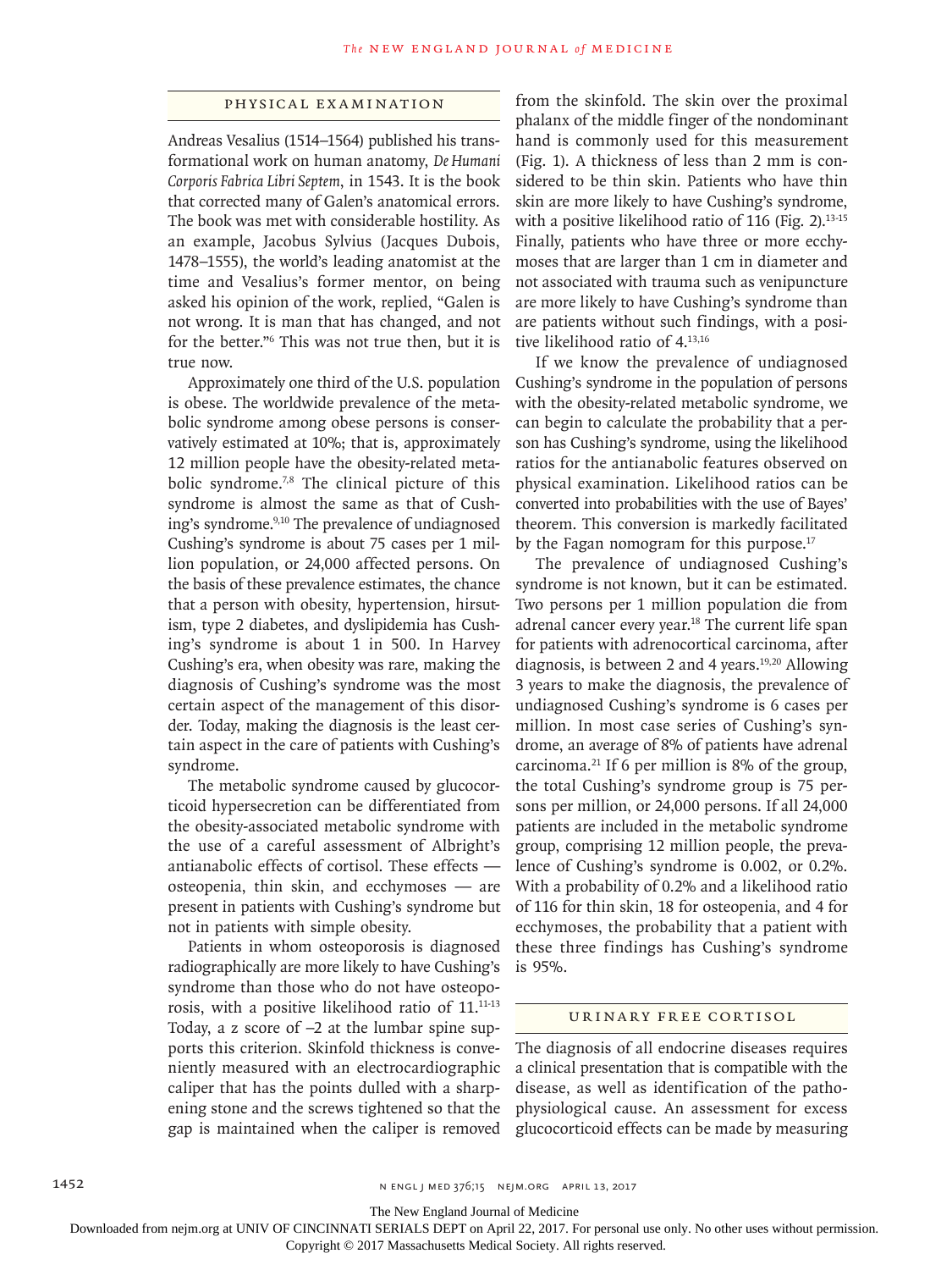## Physical Examination

Andreas Vesalius (1514–1564) published his transformational work on human anatomy, *De Humani Corporis Fabrica Libri Septem*, in 1543. It is the book that corrected many of Galen's anatomical errors. The book was met with considerable hostility. As an example, Jacobus Sylvius (Jacques Dubois, 1478–1555), the world's leading anatomist at the time and Vesalius's former mentor, on being asked his opinion of the work, replied, "Galen is not wrong. It is man that has changed, and not for the better."[6] This was not true then, but it is true now.

Approximately one third of the U.S. population is obese. The worldwide prevalence of the metabolic syndrome among obese persons is conservatively estimated at 10%; that is, approximately 12 million people have the obesity-related metabolic syndrome.[7,8] The clinical picture of this syndrome is almost the same as that of Cushing's syndrome.[9,10] The prevalence of undiagnosed Cushing's syndrome is about 75 cases per 1 million population, or 24,000 affected persons. On the basis of these prevalence estimates, the chance that a person with obesity, hypertension, hirsutism, type 2 diabetes, and dyslipidemia has Cushing's syndrome is about 1 in 500. In Harvey Cushing's era, when obesity was rare, making the diagnosis of Cushing's syndrome was the most certain aspect of the management of this disorder. Today, making the diagnosis is the least certain aspect in the care of patients with Cushing's syndrome.

The metabolic syndrome caused by glucocorticoid hypersecretion can be differentiated from the obesity-associated metabolic syndrome with the use of a careful assessment of Albright's antianabolic effects of cortisol. These effects — osteopenia, thin skin, and ecchymoses — are present in patients with Cushing's syndrome but not in patients with simple obesity.

Patients in whom osteoporosis is diagnosed radiographically are more likely to have Cushing's syndrome than those who do not have osteoporosis, with a positive likelihood ratio of 11.[11-13] Today, a z score of −2 at the lumbar spine supports this criterion. Skinfold thickness is conveniently measured with an electrocardiographic caliper that has the points dulled with a sharpening stone and the screws tightened so that the gap is maintained when the caliper is removed from the skinfold. The skin over the proximal phalanx of the middle finger of the nondominant hand is commonly used for this measurement (Fig. 1). A thickness of less than 2 mm is considered to be thin skin. Patients who have thin skin are more likely to have Cushing's syndrome, with a positive likelihood ratio of 116 (Fig. 2).[13-15] Finally, patients who have three or more ecchymoses that are larger than 1 cm in diameter and not associated with trauma such as venipuncture are more likely to have Cushing's syndrome than are patients without such findings, with a positive likelihood ratio of 4.[13,16]

If we know the prevalence of undiagnosed Cushing's syndrome in the population of persons with the obesity-related metabolic syndrome, we can begin to calculate the probability that a person has Cushing's syndrome, using the likelihood ratios for the antianabolic features observed on physical examination. Likelihood ratios can be converted into probabilities with the use of Bayes' theorem. This conversion is markedly facilitated by the Fagan nomogram for this purpose.[17]

The prevalence of undiagnosed Cushing's syndrome is not known, but it can be estimated. Two persons per 1 million population die from adrenal cancer every year.[18] The current life span for patients with adrenocortical carcinoma, after diagnosis, is between 2 and 4 years.[19,20] Allowing 3 years to make the diagnosis, the prevalence of undiagnosed Cushing's syndrome is 6 cases per million. In most case series of Cushing's syndrome, an average of 8% of patients have adrenal carcinoma.[21] If 6 per million is 8% of the group, the total Cushing's syndrome group is 75 persons per million, or 24,000 persons. If all 24,000 patients are included in the metabolic syndrome group, comprising 12 million people, the prevalence of Cushing's syndrome is 0.002, or 0.2%. With a probability of 0.2% and a likelihood ratio of 116 for thin skin, 18 for osteopenia, and 4 for ecchymoses, the probability that a patient with these three findings has Cushing's syndrome is 95%.

## Urinary Free Cortisol

The diagnosis of all endocrine diseases requires a clinical presentation that is compatible with the disease, as well as identification of the pathophysiological cause. An assessment for excess glucocorticoid effects can be made by measuring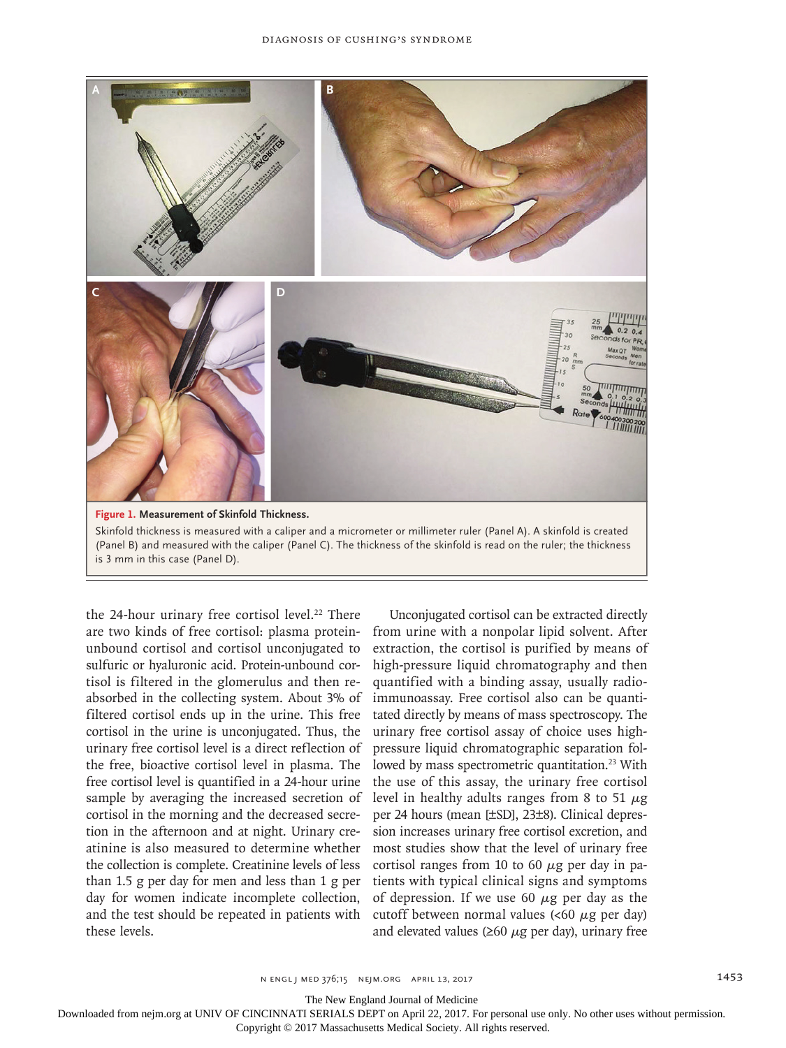**Figure 1. Measurement of Skinfold Thickness.**

Skinfold thickness is measured with a caliper and a micrometer or millimeter ruler (Panel A). A skinfold is created (Panel B) and measured with the caliper (Panel C). The thickness of the skinfold is read on the ruler; the thickness is 3 mm in this case (Panel D).

the 24-hour urinary free cortisol level.[22] There are two kinds of free cortisol: plasma protein-unbound cortisol and cortisol unconjugated to sulfuric or hyaluronic acid. Protein-unbound cortisol is filtered in the glomerulus and then reabsorbed in the collecting system. About 3% of filtered cortisol ends up in the urine. This free cortisol in the urine is unconjugated. Thus, the urinary free cortisol level is a direct reflection of the free, bioactive cortisol level in plasma. The free cortisol level is quantified in a 24-hour urine sample by averaging the increased secretion of cortisol in the morning and the decreased secretion in the afternoon and at night. Urinary creatinine is also measured to determine whether the collection is complete. Creatinine levels of less than 1.5 g per day for men and less than 1 g per day for women indicate incomplete collection, and the test should be repeated in patients with these levels.

Unconjugated cortisol can be extracted directly from urine with a nonpolar lipid solvent. After extraction, the cortisol is purified by means of high-pressure liquid chromatography and then quantified with a binding assay, usually radioimmunoassay. Free cortisol also can be quantitated directly by means of mass spectroscopy. The urinary free cortisol assay of choice uses high-pressure liquid chromatographic separation followed by mass spectrometric quantitation.[23] With the use of this assay, the urinary free cortisol level in healthy adults ranges from 8 to 51 μg per 24 hours (mean [±SD], 23±8). Clinical depression increases urinary free cortisol excretion, and most studies show that the level of urinary free cortisol ranges from 10 to 60 μg per day in patients with typical clinical signs and symptoms of depression. If we use 60 μg per day as the cutoff between normal values (<60 μg per day) and elevated values (≥60 μg per day), urinary free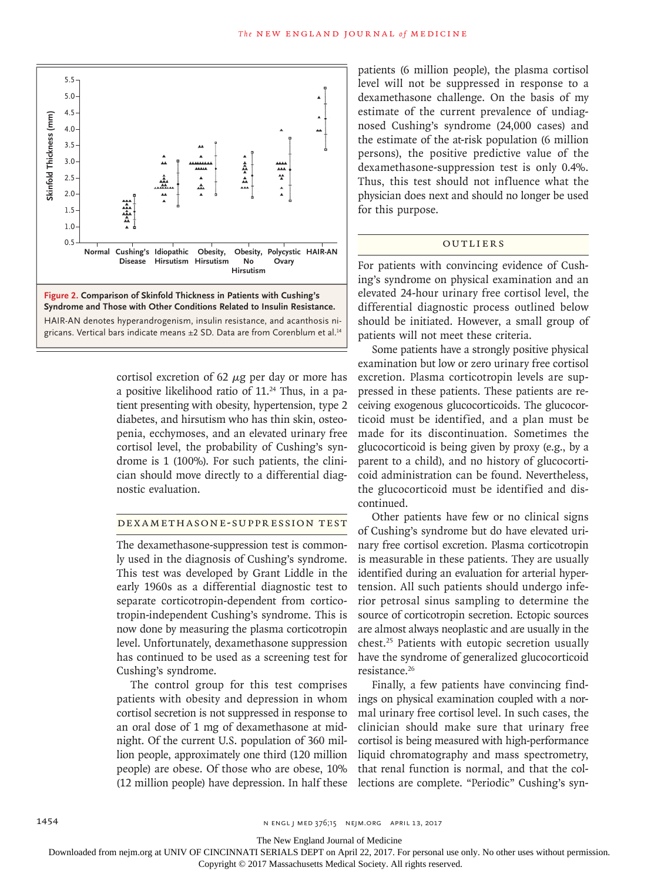**Figure 2. Comparison of Skinfold Thickness in Patients with Cushing's Syndrome and Those with Other Conditions Related to Insulin Resistance.**

HAIR-AN denotes hyperandrogenism, insulin resistance, and acanthosis nigricans. Vertical bars indicate means ±2 SD. Data are from Corenblum et al.[14]

cortisol excretion of 62 $\mu$g per day or more has a positive likelihood ratio of 11.[24] Thus, in a patient presenting with obesity, hypertension, type 2 diabetes, and hirsutism who has thin skin, osteopenia, ecchymoses, and an elevated urinary free cortisol level, the probability of Cushing's syndrome is 1 (100%). For such patients, the clinician should move directly to a differential diagnostic evaluation.

## Dexamethasone-Suppression Test

The dexamethasone-suppression test is commonly used in the diagnosis of Cushing's syndrome. This test was developed by Grant Liddle in the early 1960s as a differential diagnostic test to separate corticotropin-dependent from corticotropin-independent Cushing's syndrome. This is now done by measuring the plasma corticotropin level. Unfortunately, dexamethasone suppression has continued to be used as a screening test for Cushing's syndrome.

The control group for this test comprises patients with obesity and depression in whom cortisol secretion is not suppressed in response to an oral dose of 1 mg of dexamethasone at midnight. Of the current U.S. population of 360 million people, approximately one third (120 million people) are obese. Of those who are obese, 10% (12 million people) have depression. In half these patients (6 million people), the plasma cortisol level will not be suppressed in response to a dexamethasone challenge. On the basis of my estimate of the current prevalence of undiagnosed Cushing's syndrome (24,000 cases) and the estimate of the at-risk population (6 million persons), the positive predictive value of the dexamethasone-suppression test is only 0.4%. Thus, this test should not influence what the physician does next and should no longer be used for this purpose.

## Outliers

For patients with convincing evidence of Cushing's syndrome on physical examination and an elevated 24-hour urinary free cortisol level, the differential diagnostic process outlined below should be initiated. However, a small group of patients will not meet these criteria.

Some patients have a strongly positive physical examination but low or zero urinary free cortisol excretion. Plasma corticotropin levels are suppressed in these patients. These patients are receiving exogenous glucocorticoids. The glucocorticoid must be identified, and a plan must be made for its discontinuation. Sometimes the glucocorticoid is being given by proxy (e.g., by a parent to a child), and no history of glucocorticoid administration can be found. Nevertheless, the glucocorticoid must be identified and discontinued.

Other patients have few or no clinical signs of Cushing's syndrome but do have elevated urinary free cortisol excretion. Plasma corticotropin is measurable in these patients. They are usually identified during an evaluation for arterial hypertension. All such patients should undergo inferior petrosal sinus sampling to determine the source of corticotropin secretion. Ectopic sources are almost always neoplastic and are usually in the chest.[25] Patients with eutopic secretion usually have the syndrome of generalized glucocorticoid resistance.[26]

Finally, a few patients have convincing findings on physical examination coupled with a normal urinary free cortisol level. In such cases, the clinician should make sure that urinary free cortisol is being measured with high-performance liquid chromatography and mass spectrometry, that renal function is normal, and that the collections are complete. "Periodic" Cushing's syn-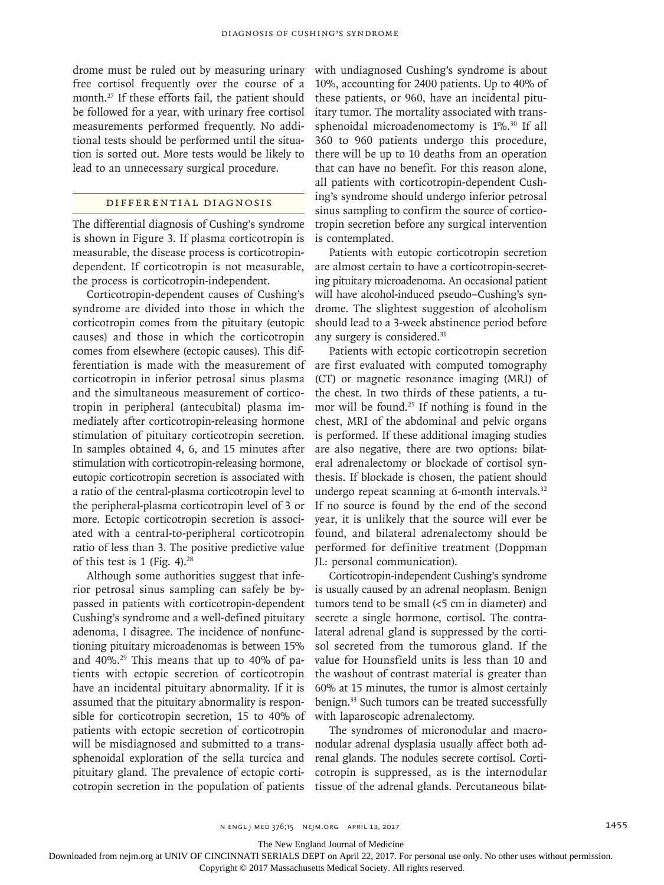drome must be ruled out by measuring urinary free cortisol frequently over the course of a month.[27] If these efforts fail, the patient should be followed for a year, with urinary free cortisol measurements performed frequently. No additional tests should be performed until the situation is sorted out. More tests would be likely to lead to an unnecessary surgical procedure.

## DIFFERENTIAL DIAGNOSIS

The differential diagnosis of Cushing's syndrome is shown in Figure 3. If plasma corticotropin is measurable, the disease process is corticotropin-dependent. If corticotropin is not measurable, the process is corticotropin-independent.

Corticotropin-dependent causes of Cushing's syndrome are divided into those in which the corticotropin comes from the pituitary (eutopic causes) and those in which the corticotropin comes from elsewhere (ectopic causes). This differentiation is made with the measurement of corticotropin in inferior petrosal sinus plasma and the simultaneous measurement of corticotropin in peripheral (antecubital) plasma immediately after corticotropin-releasing hormone stimulation of pituitary corticotropin secretion. In samples obtained 4, 6, and 15 minutes after stimulation with corticotropin-releasing hormone, eutopic corticotropin secretion is associated with a ratio of the central-plasma corticotropin level to the peripheral-plasma corticotropin level of 3 or more. Ectopic corticotropin secretion is associated with a central-to-peripheral corticotropin ratio of less than 3. The positive predictive value of this test is 1 (Fig. 4).[28]

Although some authorities suggest that inferior petrosal sinus sampling can safely be bypassed in patients with corticotropin-dependent Cushing's syndrome and a well-defined pituitary adenoma, I disagree. The incidence of nonfunctioning pituitary microadenomas is between 15% and 40%.[29] This means that up to 40% of patients with ectopic secretion of corticotropin have an incidental pituitary abnormality. If it is assumed that the pituitary abnormality is responsible for corticotropin secretion, 15 to 40% of patients with ectopic secretion of corticotropin will be misdiagnosed and submitted to a transsphenoidal exploration of the sella turcica and pituitary gland. The prevalence of ectopic corticotropin secretion in the population of patients with undiagnosed Cushing's syndrome is about 10%, accounting for 2400 patients. Up to 40% of these patients, or 960, have an incidental pituitary tumor. The mortality associated with transsphenoidal microadenomectomy is 1%.[30] If all 360 to 960 patients undergo this procedure, there will be up to 10 deaths from an operation that can have no benefit. For this reason alone, all patients with corticotropin-dependent Cushing's syndrome should undergo inferior petrosal sinus sampling to confirm the source of corticotropin secretion before any surgical intervention is contemplated.

Patients with eutopic corticotropin secretion are almost certain to have a corticotropin-secreting pituitary microadenoma. An occasional patient will have alcohol-induced pseudo–Cushing's syndrome. The slightest suggestion of alcoholism should lead to a 3-week abstinence period before any surgery is considered.[31]

Patients with ectopic corticotropin secretion are first evaluated with computed tomography (CT) or magnetic resonance imaging (MRI) of the chest. In two thirds of these patients, a tumor will be found.[25] If nothing is found in the chest, MRI of the abdominal and pelvic organs is performed. If these additional imaging studies are also negative, there are two options: bilateral adrenalectomy or blockade of cortisol synthesis. If blockade is chosen, the patient should undergo repeat scanning at 6-month intervals.[32] If no source is found by the end of the second year, it is unlikely that the source will ever be found, and bilateral adrenalectomy should be performed for definitive treatment (Doppman JL: personal communication).

Corticotropin-independent Cushing's syndrome is usually caused by an adrenal neoplasm. Benign tumors tend to be small (<5 cm in diameter) and secrete a single hormone, cortisol. The contralateral adrenal gland is suppressed by the cortisol secreted from the tumorous gland. If the value for Hounsfield units is less than 10 and the washout of contrast material is greater than 60% at 15 minutes, the tumor is almost certainly benign.[33] Such tumors can be treated successfully with laparoscopic adrenalectomy.

The syndromes of micronodular and macronodular adrenal dysplasia usually affect both adrenal glands. The nodules secrete cortisol. Corticotropin is suppressed, as is the internodular tissue of the adrenal glands. Percutaneous bilat-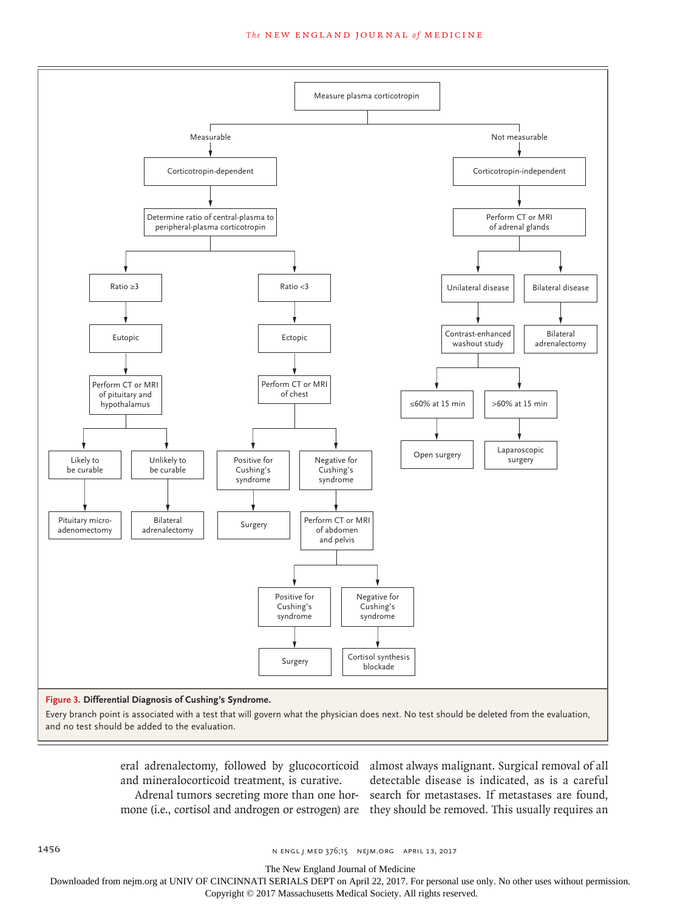- Measure plasma corticotropin
  - Measurable → Corticotropin-dependent
    - Determine ratio of central-plasma to peripheral-plasma corticotropin
      - Ratio ≥3 → Eutopic
        - Perform CT or MRI of pituitary and hypothalamus
          - Likely to be curable → Pituitary micro-adenomectomy
          - Unlikely to be curable → Bilateral adrenalectomy
      - Ratio <3 → Ectopic
        - Perform CT or MRI of chest
          - Positive for Cushing's syndrome → Surgery
          - Negative for Cushing's syndrome → Perform CT or MRI of abdomen and pelvis
            - Positive for Cushing's syndrome → Surgery
            - Negative for Cushing's syndrome → Cortisol synthesis blockade
  - Not measurable → Corticotropin-independent
    - Perform CT or MRI of adrenal glands
      - Unilateral disease → Contrast-enhanced washout study
        - ≤60% at 15 min → Open surgery
        - >60% at 15 min → Laparoscopic surgery
      - Bilateral disease → Bilateral adrenalectomy

**Figure 3. Differential Diagnosis of Cushing's Syndrome.**

Every branch point is associated with a test that will govern what the physician does next. No test should be deleted from the evaluation, and no test should be added to the evaluation.

eral adrenalectomy, followed by glucocorticoid and mineralocorticoid treatment, is curative.

Adrenal tumors secreting more than one hormone (i.e., cortisol and androgen or estrogen) are almost always malignant. Surgical removal of all detectable disease is indicated, as is a careful search for metastases. If metastases are found, they should be removed. This usually requires an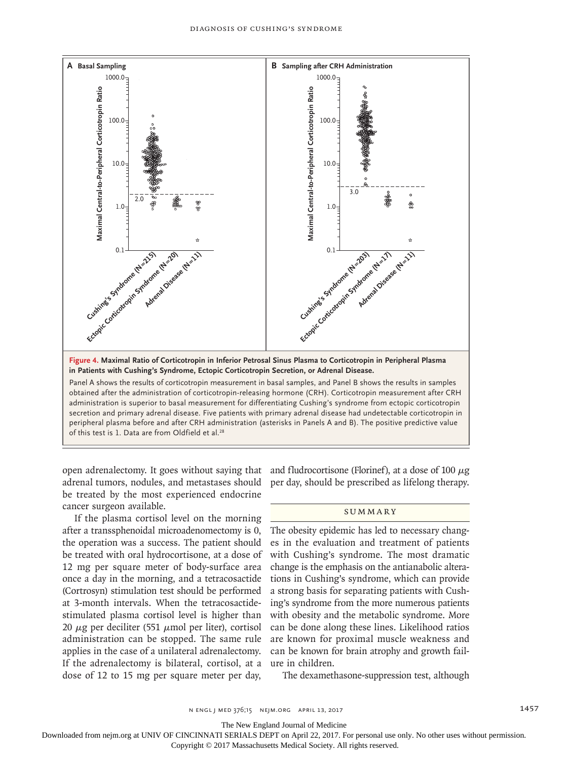**Figure 4. Maximal Ratio of Corticotropin in Inferior Petrosal Sinus Plasma to Corticotropin in Peripheral Plasma in Patients with Cushing's Syndrome, Ectopic Corticotropin Secretion, or Adrenal Disease.**

Panel A shows the results of corticotropin measurement in basal samples, and Panel B shows the results in samples obtained after the administration of corticotropin-releasing hormone (CRH). Corticotropin measurement after CRH administration is superior to basal measurement for differentiating Cushing's syndrome from ectopic corticotropin secretion and primary adrenal disease. Five patients with primary adrenal disease had undetectable corticotropin in peripheral plasma before and after CRH administration (asterisks in Panels A and B). The positive predictive value of this test is 1. Data are from Oldfield et al.[28]

open adrenalectomy. It goes without saying that adrenal tumors, nodules, and metastases should be treated by the most experienced endocrine cancer surgeon available.

If the plasma cortisol level on the morning after a transsphenoidal microadenomectomy is 0, the operation was a success. The patient should be treated with oral hydrocortisone, at a dose of 12 mg per square meter of body-surface area once a day in the morning, and a tetracosactide (Cortrosyn) stimulation test should be performed at 3-month intervals. When the tetracosactide-stimulated plasma cortisol level is higher than 20 μg per deciliter (551 μmol per liter), cortisol administration can be stopped. The same rule applies in the case of a unilateral adrenalectomy. If the adrenalectomy is bilateral, cortisol, at a dose of 12 to 15 mg per square meter per day, and fludrocortisone (Florinef), at a dose of 100 μg per day, should be prescribed as lifelong therapy.

## SUMMARY

The obesity epidemic has led to necessary changes in the evaluation and treatment of patients with Cushing's syndrome. The most dramatic change is the emphasis on the antianabolic alterations in Cushing's syndrome, which can provide a strong basis for separating patients with Cushing's syndrome from the more numerous patients with obesity and the metabolic syndrome. More can be done along these lines. Likelihood ratios are known for proximal muscle weakness and can be known for brain atrophy and growth failure in children.

The dexamethasone-suppression test, although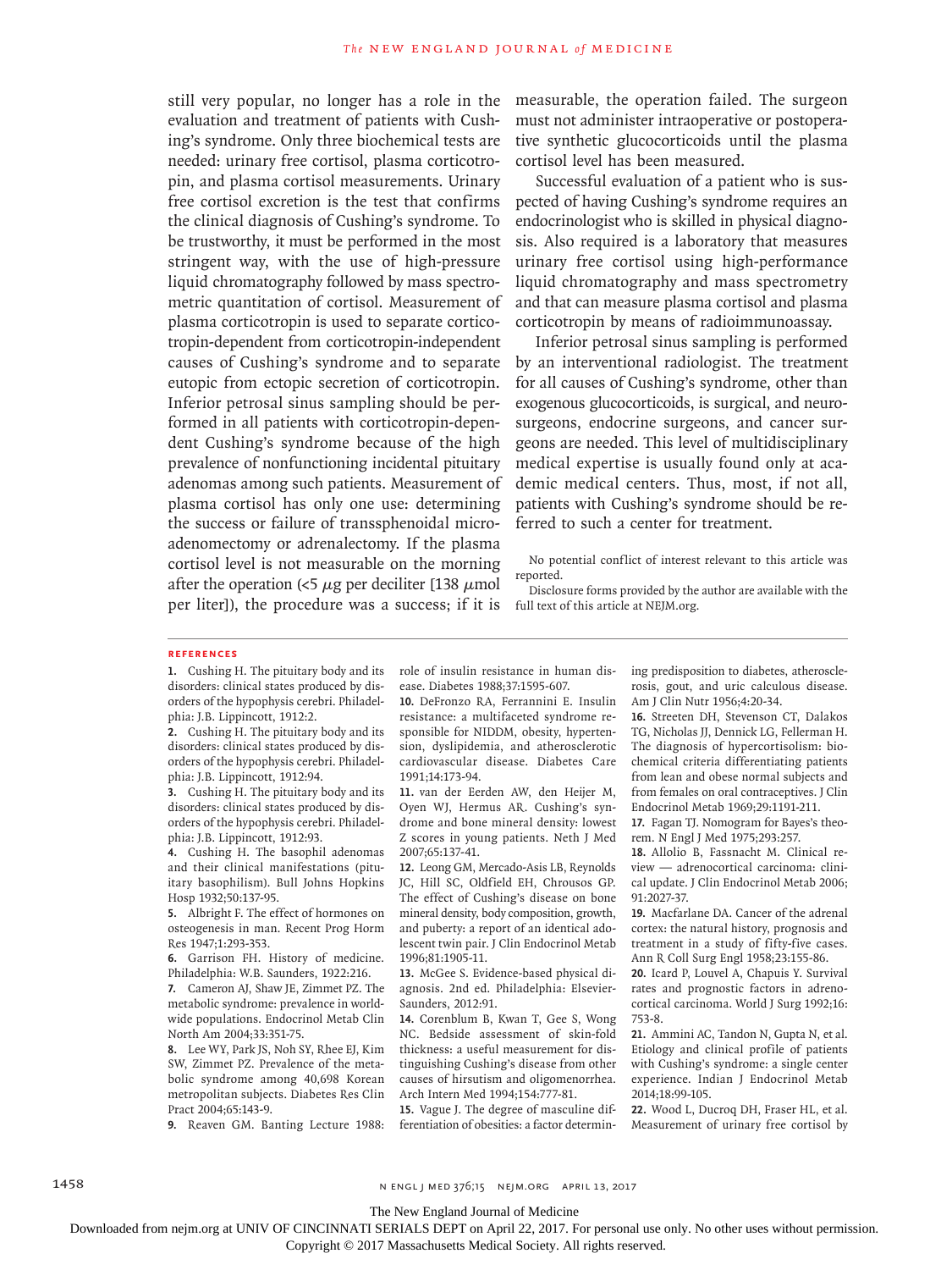still very popular, no longer has a role in the evaluation and treatment of patients with Cushing's syndrome. Only three biochemical tests are needed: urinary free cortisol, plasma corticotropin, and plasma cortisol measurements. Urinary free cortisol excretion is the test that confirms the clinical diagnosis of Cushing's syndrome. To be trustworthy, it must be performed in the most stringent way, with the use of high-pressure liquid chromatography followed by mass spectrometric quantitation of cortisol. Measurement of plasma corticotropin is used to separate corticotropin-dependent from corticotropin-independent causes of Cushing's syndrome and to separate eutopic from ectopic secretion of corticotropin. Inferior petrosal sinus sampling should be performed in all patients with corticotropin-dependent Cushing's syndrome because of the high prevalence of nonfunctioning incidental pituitary adenomas among such patients. Measurement of plasma cortisol has only one use: determining the success or failure of transsphenoidal microadenomectomy or adrenalectomy. If the plasma cortisol level is not measurable on the morning after the operation (<5 $\mu$g per deciliter [138 $\mu$mol per liter]), the procedure was a success; if it is measurable, the operation failed. The surgeon must not administer intraoperative or postoperative synthetic glucocorticoids until the plasma cortisol level has been measured.

Successful evaluation of a patient who is suspected of having Cushing's syndrome requires an endocrinologist who is skilled in physical diagnosis. Also required is a laboratory that measures urinary free cortisol using high-performance liquid chromatography and mass spectrometry and that can measure plasma cortisol and plasma corticotropin by means of radioimmunoassay.

Inferior petrosal sinus sampling is performed by an interventional radiologist. The treatment for all causes of Cushing's syndrome, other than exogenous glucocorticoids, is surgical, and neurosurgeons, endocrine surgeons, and cancer surgeons are needed. This level of multidisciplinary medical expertise is usually found only at academic medical centers. Thus, most, if not all, patients with Cushing's syndrome should be referred to such a center for treatment.

No potential conflict of interest relevant to this article was reported.

Disclosure forms provided by the author are available with the full text of this article at NEJM.org.

## References

1. Cushing H. The pituitary body and its disorders: clinical states produced by disorders of the hypophysis cerebri. Philadelphia: J.B. Lippincott, 1912:2.
2. Cushing H. The pituitary body and its disorders: clinical states produced by disorders of the hypophysis cerebri. Philadelphia: J.B. Lippincott, 1912:94.
3. Cushing H. The pituitary body and its disorders: clinical states produced by disorders of the hypophysis cerebri. Philadelphia: J.B. Lippincott, 1912:93.
4. Cushing H. The basophil adenomas and their clinical manifestations (pituitary basophilism). Bull Johns Hopkins Hosp 1932;50:137-95.
5. Albright F. The effect of hormones on osteogenesis in man. Recent Prog Horm Res 1947;1:293-353.
6. Garrison FH. History of medicine. Philadelphia: W.B. Saunders, 1922:216.
7. Cameron AJ, Shaw JE, Zimmet PZ. The metabolic syndrome: prevalence in worldwide populations. Endocrinol Metab Clin North Am 2004;33:351-75.
8. Lee WY, Park JS, Noh SY, Rhee EJ, Kim SW, Zimmet PZ. Prevalence of the metabolic syndrome among 40,698 Korean metropolitan subjects. Diabetes Res Clin Pract 2004;65:143-9.
9. Reaven GM. Banting Lecture 1988: role of insulin resistance in human disease. Diabetes 1988;37:1595-607.
10. DeFronzo RA, Ferrannini E. Insulin resistance: a multifaceted syndrome responsible for NIDDM, obesity, hypertension, dyslipidemia, and atherosclerotic cardiovascular disease. Diabetes Care 1991;14:173-94.
11. van der Eerden AW, den Heijer M, Oyen WJ, Hermus AR. Cushing's syndrome and bone mineral density: lowest Z scores in young patients. Neth J Med 2007;65:137-41.
12. Leong GM, Mercado-Asis LB, Reynolds JC, Hill SC, Oldfield EH, Chrousos GP. The effect of Cushing's disease on bone mineral density, body composition, growth, and puberty: a report of an identical adolescent twin pair. J Clin Endocrinol Metab 1996;81:1905-11.
13. McGee S. Evidence-based physical diagnosis. 2nd ed. Philadelphia: Elsevier-Saunders, 2012:91.
14. Corenblum B, Kwan T, Gee S, Wong NC. Bedside assessment of skin-fold thickness: a useful measurement for distinguishing Cushing's disease from other causes of hirsutism and oligomenorrhea. Arch Intern Med 1994;154:777-81.
15. Vague J. The degree of masculine differentiation of obesities: a factor determining predisposition to diabetes, atherosclerosis, gout, and uric calculous disease. Am J Clin Nutr 1956;4:20-34.
16. Streeten DH, Stevenson CT, Dalakos TG, Nicholas JJ, Dennick LG, Fellerman H. The diagnosis of hypercortisolism: biochemical criteria differentiating patients from lean and obese normal subjects and from females on oral contraceptives. J Clin Endocrinol Metab 1969;29:1191-211.
17. Fagan TJ. Nomogram for Bayes's theorem. N Engl J Med 1975;293:257.
18. Allolio B, Fassnacht M. Clinical review — adrenocortical carcinoma: clinical update. J Clin Endocrinol Metab 2006;91:2027-37.
19. Macfarlane DA. Cancer of the adrenal cortex: the natural history, prognosis and treatment in a study of fifty-five cases. Ann R Coll Surg Engl 1958;23:155-86.
20. Icard P, Louvel A, Chapuis Y. Survival rates and prognostic factors in adrenocortical carcinoma. World J Surg 1992;16:753-8.
21. Ammini AC, Tandon N, Gupta N, et al. Etiology and clinical profile of patients with Cushing's syndrome: a single center experience. Indian J Endocrinol Metab 2014;18:99-105.
22. Wood L, Ducroq DH, Fraser HL, et al. Measurement of urinary free cortisol by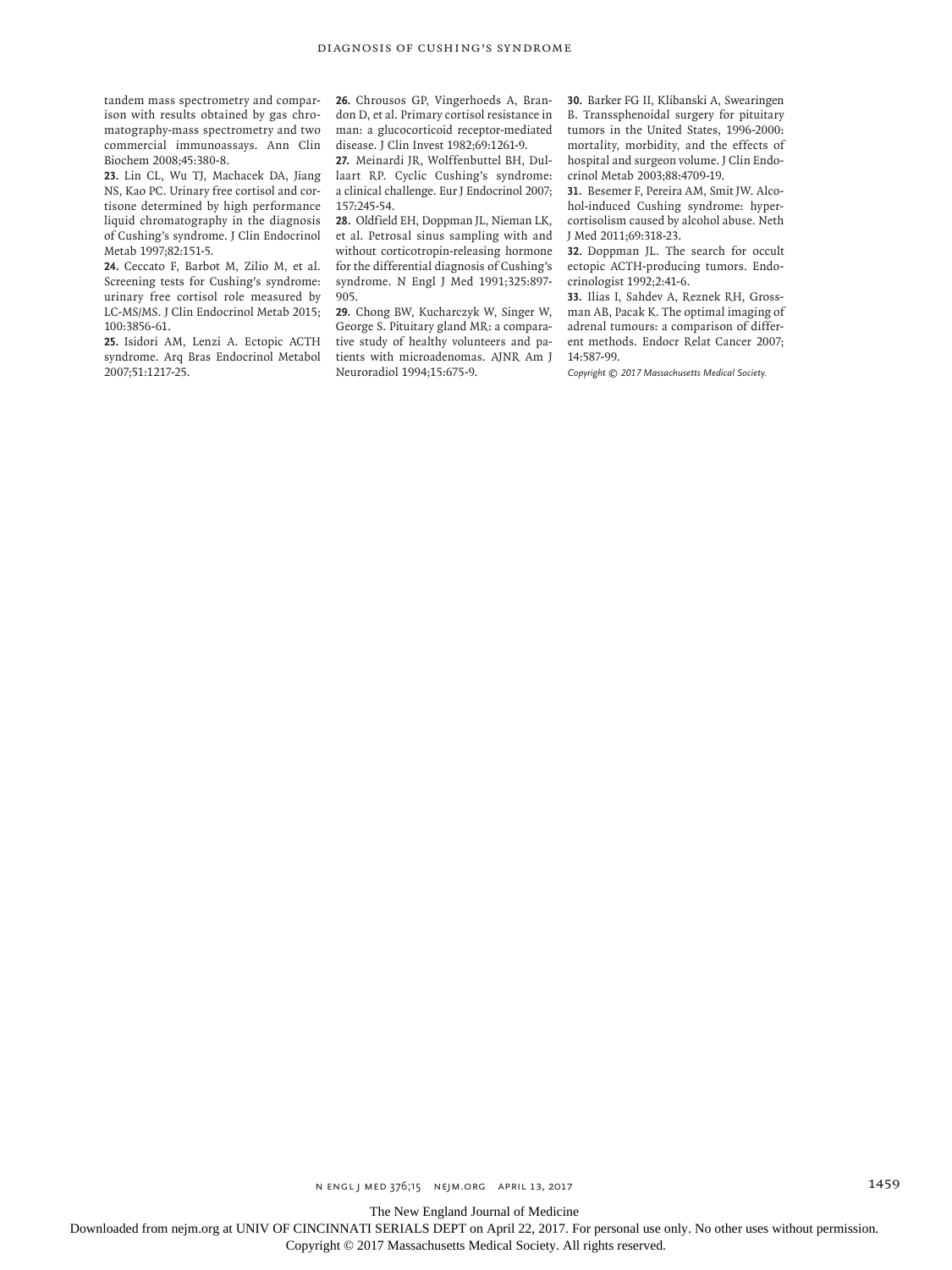tandem mass spectrometry and comparison with results obtained by gas chromatography-mass spectrometry and two commercial immunoassays. Ann Clin Biochem 2008;45:380-8.

**23.** Lin CL, Wu TJ, Machacek DA, Jiang NS, Kao PC. Urinary free cortisol and cortisone determined by high performance liquid chromatography in the diagnosis of Cushing's syndrome. J Clin Endocrinol Metab 1997;82:151-5.

**24.** Ceccato F, Barbot M, Zilio M, et al. Screening tests for Cushing's syndrome: urinary free cortisol role measured by LC-MS/MS. J Clin Endocrinol Metab 2015; 100:3856-61.

**25.** Isidori AM, Lenzi A. Ectopic ACTH syndrome. Arq Bras Endocrinol Metabol 2007;51:1217-25.

**26.** Chrousos GP, Vingerhoeds A, Brandon D, et al. Primary cortisol resistance in man: a glucocorticoid receptor-mediated disease. J Clin Invest 1982;69:1261-9.

**27.** Meinardi JR, Wolffenbuttel BH, Dullaart RP. Cyclic Cushing's syndrome: a clinical challenge. Eur J Endocrinol 2007; 157:245-54.

**28.** Oldfield EH, Doppman JL, Nieman LK, et al. Petrosal sinus sampling with and without corticotropin-releasing hormone for the differential diagnosis of Cushing's syndrome. N Engl J Med 1991;325:897-905.

**29.** Chong BW, Kucharczyk W, Singer W, George S. Pituitary gland MR: a comparative study of healthy volunteers and patients with microadenomas. AJNR Am J Neuroradiol 1994;15:675-9.

**30.** Barker FG II, Klibanski A, Swearingen B. Transsphenoidal surgery for pituitary tumors in the United States, 1996-2000: mortality, morbidity, and the effects of hospital and surgeon volume. J Clin Endocrinol Metab 2003;88:4709-19.

**31.** Besemer F, Pereira AM, Smit JW. Alcohol-induced Cushing syndrome: hypercortisolism caused by alcohol abuse. Neth J Med 2011;69:318-23.

**32.** Doppman JL. The search for occult ectopic ACTH-producing tumors. Endocrinologist 1992;2:41-6.

**33.** Ilias I, Sahdev A, Reznek RH, Grossman AB, Pacak K. The optimal imaging of adrenal tumours: a comparison of different methods. Endocr Relat Cancer 2007; 14:587-99.

*Copyright © 2017 Massachusetts Medical Society.*